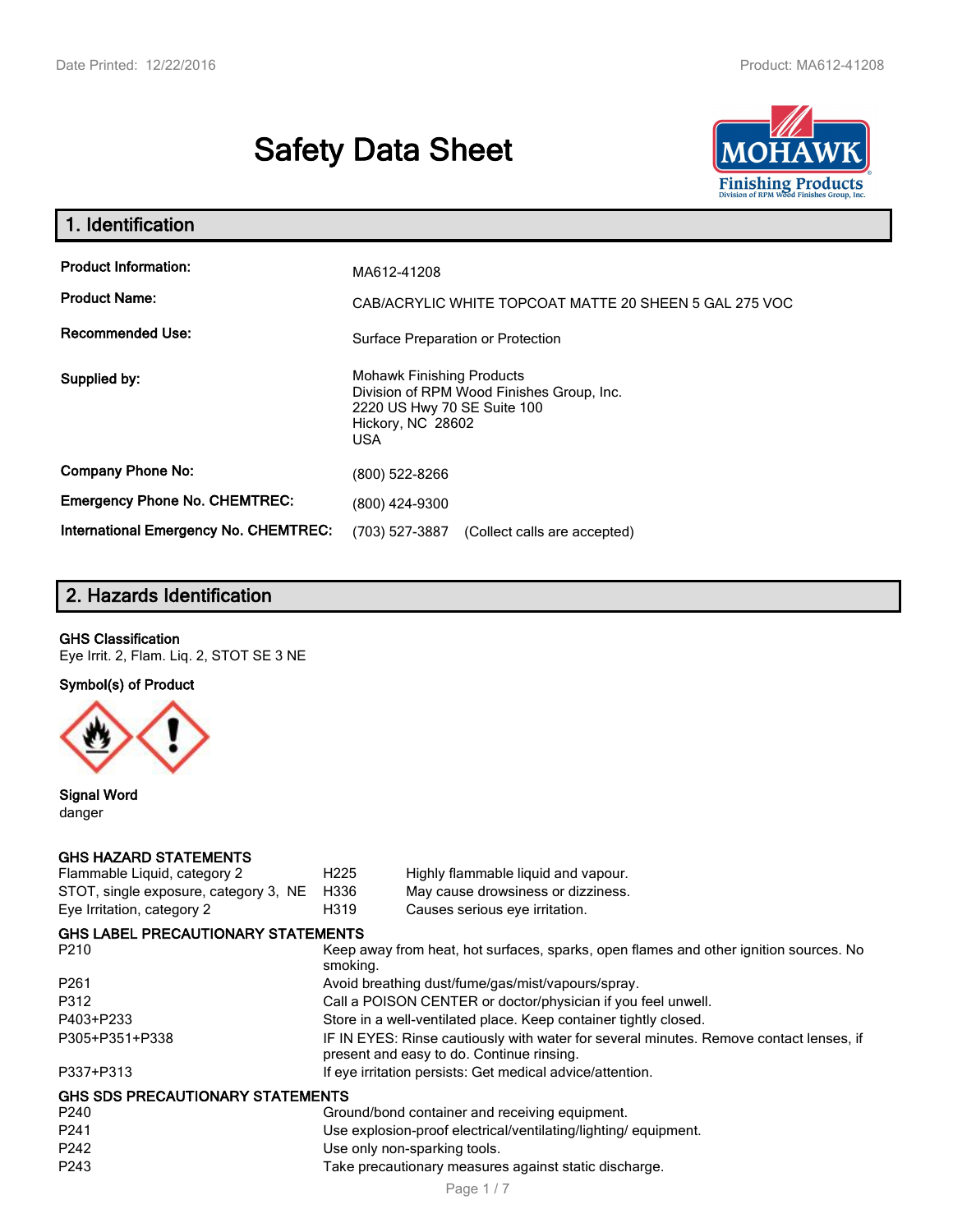# Safety Data Sheet

## 1. Identification

| | |
|---|---|
| **Product Information:** | MA612-41208 |
| **Product Name:** | CAB/ACRYLIC WHITE TOPCOAT MATTE 20 SHEEN 5 GAL 275 VOC |
| **Recommended Use:** | Surface Preparation or Protection |
| **Supplied by:** | Mohawk Finishing Products<br>Division of RPM Wood Finishes Group, Inc.<br>2220 US Hwy 70 SE Suite 100<br>Hickory, NC 28602<br>USA |
| **Company Phone No:** | (800) 522-8266 |
| **Emergency Phone No. CHEMTREC:** | (800) 424-9300 |
| **International Emergency No. CHEMTREC:** | (703) 527-3887 (Collect calls are accepted) |

## 2. Hazards Identification

**GHS Classification**

Eye Irrit. 2, Flam. Liq. 2, STOT SE 3 NE

**Symbol(s) of Product**

**Signal Word**

danger

**GHS HAZARD STATEMENTS**

| | | |
|---|---|---|
| Flammable Liquid, category 2 | H225 | Highly flammable liquid and vapour. |
| STOT, single exposure, category 3, NE | H336 | May cause drowsiness or dizziness. |
| Eye Irritation, category 2 | H319 | Causes serious eye irritation. |

**GHS LABEL PRECAUTIONARY STATEMENTS**

| | |
|---|---|
| P210 | Keep away from heat, hot surfaces, sparks, open flames and other ignition sources. No smoking. |
| P261 | Avoid breathing dust/fume/gas/mist/vapours/spray. |
| P312 | Call a POISON CENTER or doctor/physician if you feel unwell. |
| P403+P233 | Store in a well-ventilated place. Keep container tightly closed. |
| P305+P351+P338 | IF IN EYES: Rinse cautiously with water for several minutes. Remove contact lenses, if present and easy to do. Continue rinsing. |
| P337+P313 | If eye irritation persists: Get medical advice/attention. |

**GHS SDS PRECAUTIONARY STATEMENTS**

| | |
|---|---|
| P240 | Ground/bond container and receiving equipment. |
| P241 | Use explosion-proof electrical/ventilating/lighting/ equipment. |
| P242 | Use only non-sparking tools. |
| P243 | Take precautionary measures against static discharge. |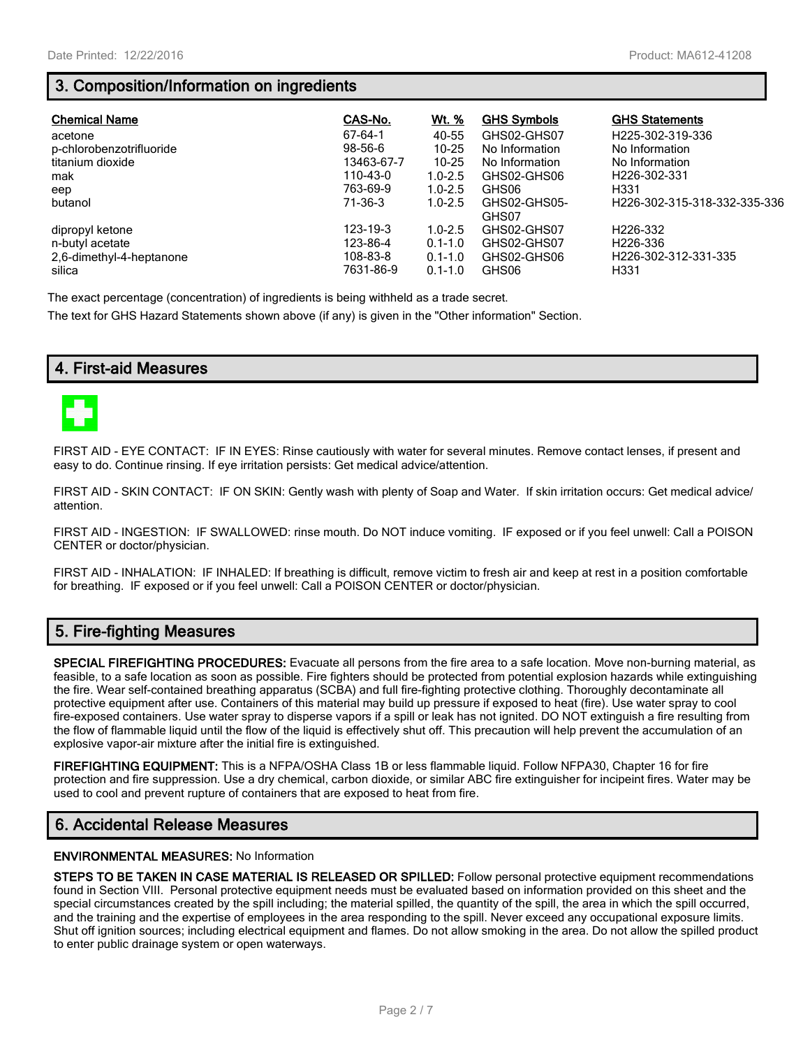## 3. Composition/Information on ingredients

| Chemical Name | CAS-No. | Wt. % | GHS Symbols | GHS Statements |
| --- | --- | --- | --- | --- |
| acetone | 67-64-1 | 40-55 | GHS02-GHS07 | H225-302-319-336 |
| p-chlorobenzotrifluoride | 98-56-6 | 10-25 | No Information | No Information |
| titanium dioxide | 13463-67-7 | 10-25 | No Information | No Information |
| mak | 110-43-0 | 1.0-2.5 | GHS02-GHS06 | H226-302-331 |
| eep | 763-69-9 | 1.0-2.5 | GHS06 | H331 |
| butanol | 71-36-3 | 1.0-2.5 | GHS02-GHS05-GHS07 | H226-302-315-318-332-335-336 |
| dipropyl ketone | 123-19-3 | 1.0-2.5 | GHS02-GHS07 | H226-332 |
| n-butyl acetate | 123-86-4 | 0.1-1.0 | GHS02-GHS07 | H226-336 |
| 2,6-dimethyl-4-heptanone | 108-83-8 | 0.1-1.0 | GHS02-GHS06 | H226-302-312-331-335 |
| silica | 7631-86-9 | 0.1-1.0 | GHS06 | H331 |

The exact percentage (concentration) of ingredients is being withheld as a trade secret.

The text for GHS Hazard Statements shown above (if any) is given in the "Other information" Section.

## 4. First-aid Measures

FIRST AID - EYE CONTACT: IF IN EYES: Rinse cautiously with water for several minutes. Remove contact lenses, if present and easy to do. Continue rinsing. If eye irritation persists: Get medical advice/attention.

FIRST AID - SKIN CONTACT: IF ON SKIN: Gently wash with plenty of Soap and Water. If skin irritation occurs: Get medical advice/ attention.

FIRST AID - INGESTION: IF SWALLOWED: rinse mouth. Do NOT induce vomiting. IF exposed or if you feel unwell: Call a POISON CENTER or doctor/physician.

FIRST AID - INHALATION: IF INHALED: If breathing is difficult, remove victim to fresh air and keep at rest in a position comfortable for breathing. IF exposed or if you feel unwell: Call a POISON CENTER or doctor/physician.

## 5. Fire-fighting Measures

**SPECIAL FIREFIGHTING PROCEDURES:** Evacuate all persons from the fire area to a safe location. Move non-burning material, as feasible, to a safe location as soon as possible. Fire fighters should be protected from potential explosion hazards while extinguishing the fire. Wear self-contained breathing apparatus (SCBA) and full fire-fighting protective clothing. Thoroughly decontaminate all protective equipment after use. Containers of this material may build up pressure if exposed to heat (fire). Use water spray to cool fire-exposed containers. Use water spray to disperse vapors if a spill or leak has not ignited. DO NOT extinguish a fire resulting from the flow of flammable liquid until the flow of the liquid is effectively shut off. This precaution will help prevent the accumulation of an explosive vapor-air mixture after the initial fire is extinguished.

**FIREFIGHTING EQUIPMENT:** This is a NFPA/OSHA Class 1B or less flammable liquid. Follow NFPA30, Chapter 16 for fire protection and fire suppression. Use a dry chemical, carbon dioxide, or similar ABC fire extinguisher for incipeint fires. Water may be used to cool and prevent rupture of containers that are exposed to heat from fire.

## 6. Accidental Release Measures

**ENVIRONMENTAL MEASURES:** No Information

**STEPS TO BE TAKEN IN CASE MATERIAL IS RELEASED OR SPILLED:** Follow personal protective equipment recommendations found in Section VIII. Personal protective equipment needs must be evaluated based on information provided on this sheet and the special circumstances created by the spill including; the material spilled, the quantity of the spill, the area in which the spill occurred, and the training and the expertise of employees in the area responding to the spill. Never exceed any occupational exposure limits. Shut off ignition sources; including electrical equipment and flames. Do not allow smoking in the area. Do not allow the spilled product to enter public drainage system or open waterways.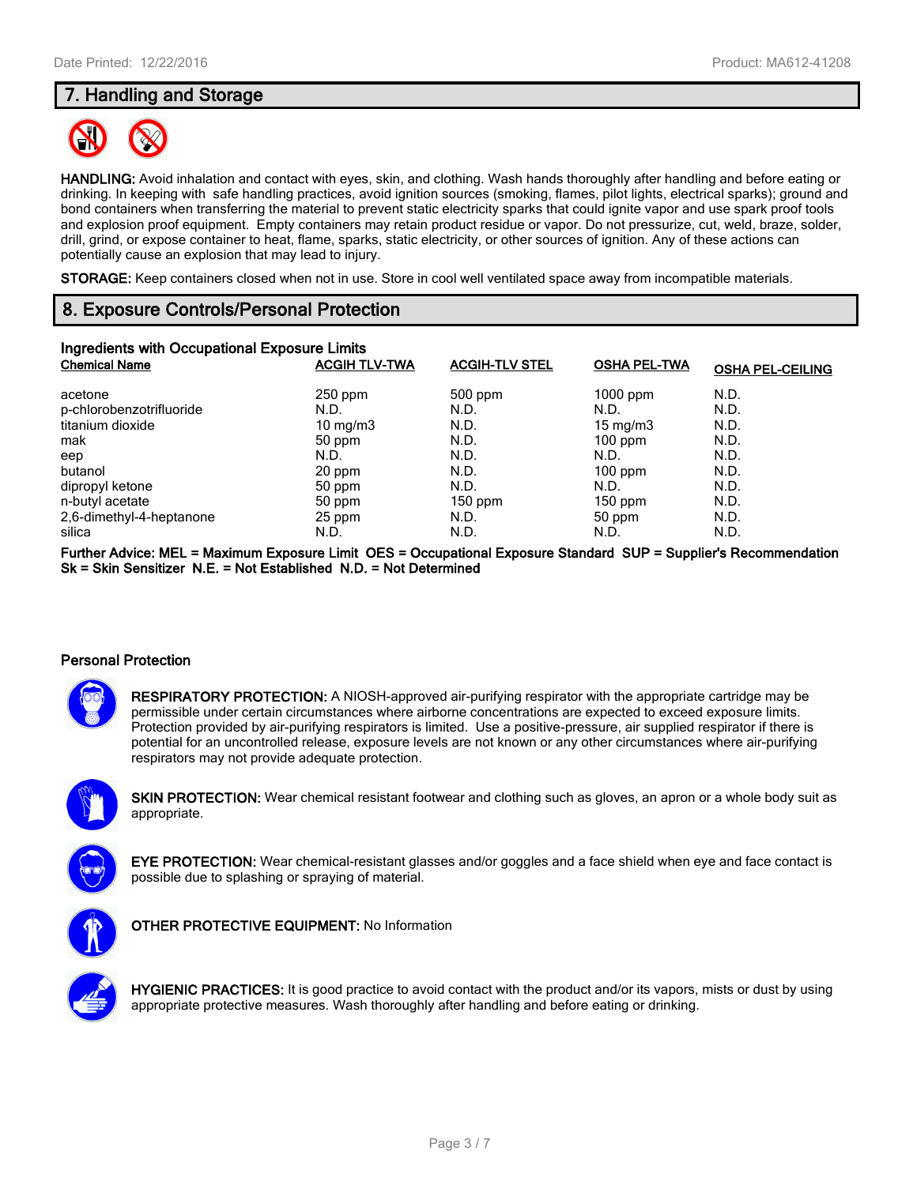## 7. Handling and Storage

**HANDLING:** Avoid inhalation and contact with eyes, skin, and clothing. Wash hands thoroughly after handling and before eating or drinking. In keeping with safe handling practices, avoid ignition sources (smoking, flames, pilot lights, electrical sparks); ground and bond containers when transferring the material to prevent static electricity sparks that could ignite vapor and use spark proof tools and explosion proof equipment. Empty containers may retain product residue or vapor. Do not pressurize, cut, weld, braze, solder, drill, grind, or expose container to heat, flame, sparks, static electricity, or other sources of ignition. Any of these actions can potentially cause an explosion that may lead to injury.

**STORAGE:** Keep containers closed when not in use. Store in cool well ventilated space away from incompatible materials.

## 8. Exposure Controls/Personal Protection

**Ingredients with Occupational Exposure Limits**

| Chemical Name | ACGIH TLV-TWA | ACGIH-TLV STEL | OSHA PEL-TWA | OSHA PEL-CEILING |
|---|---|---|---|---|
| acetone | 250 ppm | 500 ppm | 1000 ppm | N.D. |
| p-chlorobenzotrifluoride | N.D. | N.D. | N.D. | N.D. |
| titanium dioxide | 10 mg/m3 | N.D. | 15 mg/m3 | N.D. |
| mak | 50 ppm | N.D. | 100 ppm | N.D. |
| eep | N.D. | N.D. | N.D. | N.D. |
| butanol | 20 ppm | N.D. | 100 ppm | N.D. |
| dipropyl ketone | 50 ppm | N.D. | N.D. | N.D. |
| n-butyl acetate | 50 ppm | 150 ppm | 150 ppm | N.D. |
| 2,6-dimethyl-4-heptanone | 25 ppm | N.D. | 50 ppm | N.D. |
| silica | N.D. | N.D. | N.D. | N.D. |

**Further Advice: MEL = Maximum Exposure Limit OES = Occupational Exposure Standard SUP = Supplier's Recommendation Sk = Skin Sensitizer N.E. = Not Established N.D. = Not Determined**

### Personal Protection

**RESPIRATORY PROTECTION:** A NIOSH-approved air-purifying respirator with the appropriate cartridge may be permissible under certain circumstances where airborne concentrations are expected to exceed exposure limits. Protection provided by air-purifying respirators is limited. Use a positive-pressure, air supplied respirator if there is potential for an uncontrolled release, exposure levels are not known or any other circumstances where air-purifying respirators may not provide adequate protection.

**SKIN PROTECTION:** Wear chemical resistant footwear and clothing such as gloves, an apron or a whole body suit as appropriate.

**EYE PROTECTION:** Wear chemical-resistant glasses and/or goggles and a face shield when eye and face contact is possible due to splashing or spraying of material.

**OTHER PROTECTIVE EQUIPMENT:** No Information

**HYGIENIC PRACTICES:** It is good practice to avoid contact with the product and/or its vapors, mists or dust by using appropriate protective measures. Wash thoroughly after handling and before eating or drinking.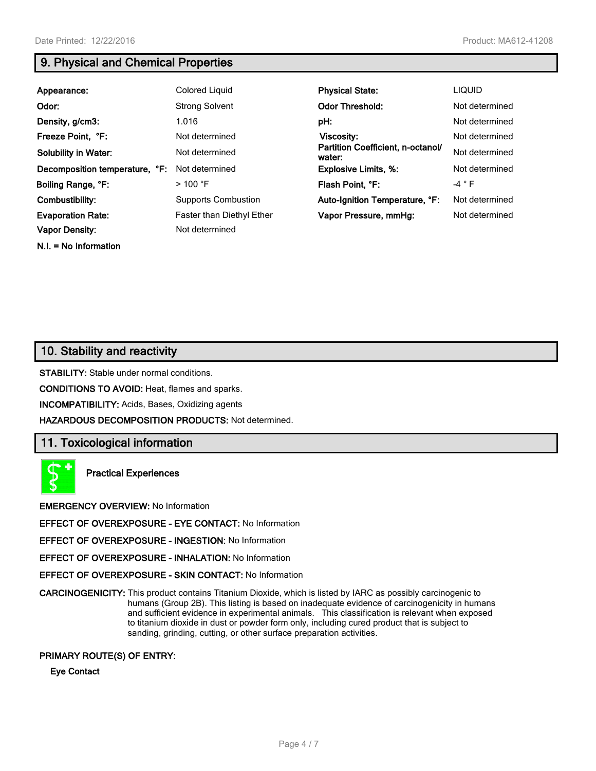## 9. Physical and Chemical Properties

| | | | |
|---|---|---|---|
| **Appearance:** | Colored Liquid | **Physical State:** | LIQUID |
| **Odor:** | Strong Solvent | **Odor Threshold:** | Not determined |
| **Density, g/cm3:** | 1.016 | **pH:** | Not determined |
| **Freeze Point, °F:** | Not determined | **Viscosity:** | Not determined |
| **Solubility in Water:** | Not determined | **Partition Coefficient, n-octanol/ water:** | Not determined |
| **Decomposition temperature, °F:** | Not determined | **Explosive Limits, %:** | Not determined |
| **Boiling Range, °F:** | > 100 °F | **Flash Point, °F:** | -4 ° F |
| **Combustibility:** | Supports Combustion | **Auto-Ignition Temperature, °F:** | Not determined |
| **Evaporation Rate:** | Faster than Diethyl Ether | **Vapor Pressure, mmHg:** | Not determined |
| **Vapor Density:** | Not determined | | |

**N.I. = No Information**

## 10. Stability and reactivity

**STABILITY:** Stable under normal conditions.

**CONDITIONS TO AVOID:** Heat, flames and sparks.

**INCOMPATIBILITY:** Acids, Bases, Oxidizing agents

**HAZARDOUS DECOMPOSITION PRODUCTS:** Not determined.

## 11. Toxicological information

**Practical Experiences**

**EMERGENCY OVERVIEW:** No Information

**EFFECT OF OVEREXPOSURE - EYE CONTACT:** No Information

**EFFECT OF OVEREXPOSURE - INGESTION:** No Information

**EFFECT OF OVEREXPOSURE - INHALATION:** No Information

**EFFECT OF OVEREXPOSURE - SKIN CONTACT:** No Information

**CARCINOGENICITY:** This product contains Titanium Dioxide, which is listed by IARC as possibly carcinogenic to humans (Group 2B). This listing is based on inadequate evidence of carcinogenicity in humans and sufficient evidence in experimental animals. This classification is relevant when exposed to titanium dioxide in dust or powder form only, including cured product that is subject to sanding, grinding, cutting, or other surface preparation activities.

**PRIMARY ROUTE(S) OF ENTRY:**

**Eye Contact**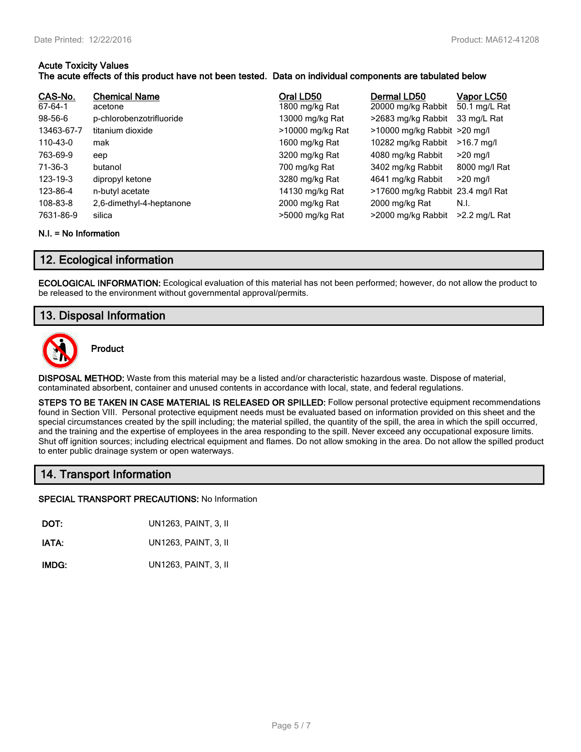**Acute Toxicity Values**
**The acute effects of this product have not been tested. Data on individual components are tabulated below**

| CAS-No. | Chemical Name | Oral LD50 | Dermal LD50 | Vapor LC50 |
|---|---|---|---|---|
| 67-64-1 | acetone | 1800 mg/kg Rat | 20000 mg/kg Rabbit | 50.1 mg/L Rat |
| 98-56-6 | p-chlorobenzotrifluoride | 13000 mg/kg Rat | >2683 mg/kg Rabbit | 33 mg/L Rat |
| 13463-67-7 | titanium dioxide | >10000 mg/kg Rat | >10000 mg/kg Rabbit | >20 mg/l |
| 110-43-0 | mak | 1600 mg/kg Rat | 10282 mg/kg Rabbit | >16.7 mg/l |
| 763-69-9 | eep | 3200 mg/kg Rat | 4080 mg/kg Rabbit | >20 mg/l |
| 71-36-3 | butanol | 700 mg/kg Rat | 3402 mg/kg Rabbit | 8000 mg/l Rat |
| 123-19-3 | dipropyl ketone | 3280 mg/kg Rat | 4641 mg/kg Rabbit | >20 mg/l |
| 123-86-4 | n-butyl acetate | 14130 mg/kg Rat | >17600 mg/kg Rabbit | 23.4 mg/l Rat |
| 108-83-8 | 2,6-dimethyl-4-heptanone | 2000 mg/kg Rat | 2000 mg/kg Rat | N.I. |
| 7631-86-9 | silica | >5000 mg/kg Rat | >2000 mg/kg Rabbit | >2.2 mg/L Rat |

**N.I. = No Information**

## 12. Ecological information

**ECOLOGICAL INFORMATION:** Ecological evaluation of this material has not been performed; however, do not allow the product to be released to the environment without governmental approval/permits.

## 13. Disposal Information

**Product**

**DISPOSAL METHOD:** Waste from this material may be a listed and/or characteristic hazardous waste. Dispose of material, contaminated absorbent, container and unused contents in accordance with local, state, and federal regulations.

**STEPS TO BE TAKEN IN CASE MATERIAL IS RELEASED OR SPILLED:** Follow personal protective equipment recommendations found in Section VIII. Personal protective equipment needs must be evaluated based on information provided on this sheet and the special circumstances created by the spill including; the material spilled, the quantity of the spill, the area in which the spill occurred, and the training and the expertise of employees in the area responding to the spill. Never exceed any occupational exposure limits. Shut off ignition sources; including electrical equipment and flames. Do not allow smoking in the area. Do not allow the spilled product to enter public drainage system or open waterways.

## 14. Transport Information

**SPECIAL TRANSPORT PRECAUTIONS:** No Information

**DOT:** UN1263, PAINT, 3, II

**IATA:** UN1263, PAINT, 3, II

**IMDG:** UN1263, PAINT, 3, II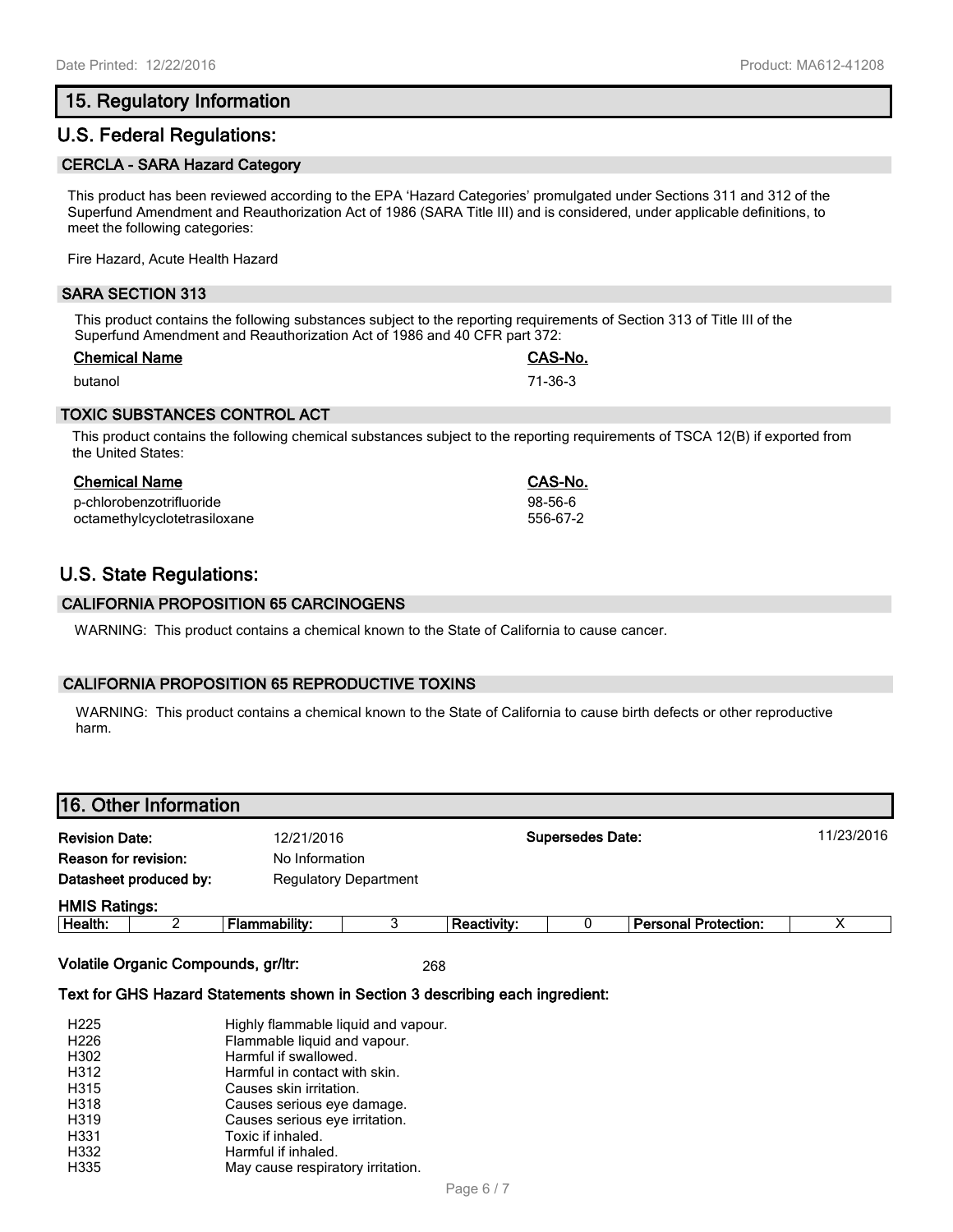## 15. Regulatory Information

## U.S. Federal Regulations:

### CERCLA - SARA Hazard Category

This product has been reviewed according to the EPA 'Hazard Categories' promulgated under Sections 311 and 312 of the Superfund Amendment and Reauthorization Act of 1986 (SARA Title III) and is considered, under applicable definitions, to meet the following categories:

Fire Hazard, Acute Health Hazard

### SARA SECTION 313

This product contains the following substances subject to the reporting requirements of Section 313 of Title III of the Superfund Amendment and Reauthorization Act of 1986 and 40 CFR part 372:

| Chemical Name | CAS-No. |
|---|---|
| butanol | 71-36-3 |

### TOXIC SUBSTANCES CONTROL ACT

This product contains the following chemical substances subject to the reporting requirements of TSCA 12(B) if exported from the United States:

| Chemical Name | CAS-No. |
|---|---|
| p-chlorobenzotrifluoride | 98-56-6 |
| octamethylcyclotetrasiloxane | 556-67-2 |

## U.S. State Regulations:

### CALIFORNIA PROPOSITION 65 CARCINOGENS

WARNING: This product contains a chemical known to the State of California to cause cancer.

### CALIFORNIA PROPOSITION 65 REPRODUCTIVE TOXINS

WARNING: This product contains a chemical known to the State of California to cause birth defects or other reproductive harm.

## 16. Other Information

**Revision Date:** 12/21/2016 **Supersedes Date:** 11/23/2016

**Reason for revision:** No Information

**Datasheet produced by:** Regulatory Department

**HMIS Ratings:**

| Health: | 2 | Flammability: | 3 | Reactivity: | 0 | Personal Protection: | X |
|---|---|---|---|---|---|---|---|

**Volatile Organic Compounds, gr/ltr:** 268

**Text for GHS Hazard Statements shown in Section 3 describing each ingredient:**

| | |
|---|---|
| H225 | Highly flammable liquid and vapour. |
| H226 | Flammable liquid and vapour. |
| H302 | Harmful if swallowed. |
| H312 | Harmful in contact with skin. |
| H315 | Causes skin irritation. |
| H318 | Causes serious eye damage. |
| H319 | Causes serious eye irritation. |
| H331 | Toxic if inhaled. |
| H332 | Harmful if inhaled. |
| H335 | May cause respiratory irritation. |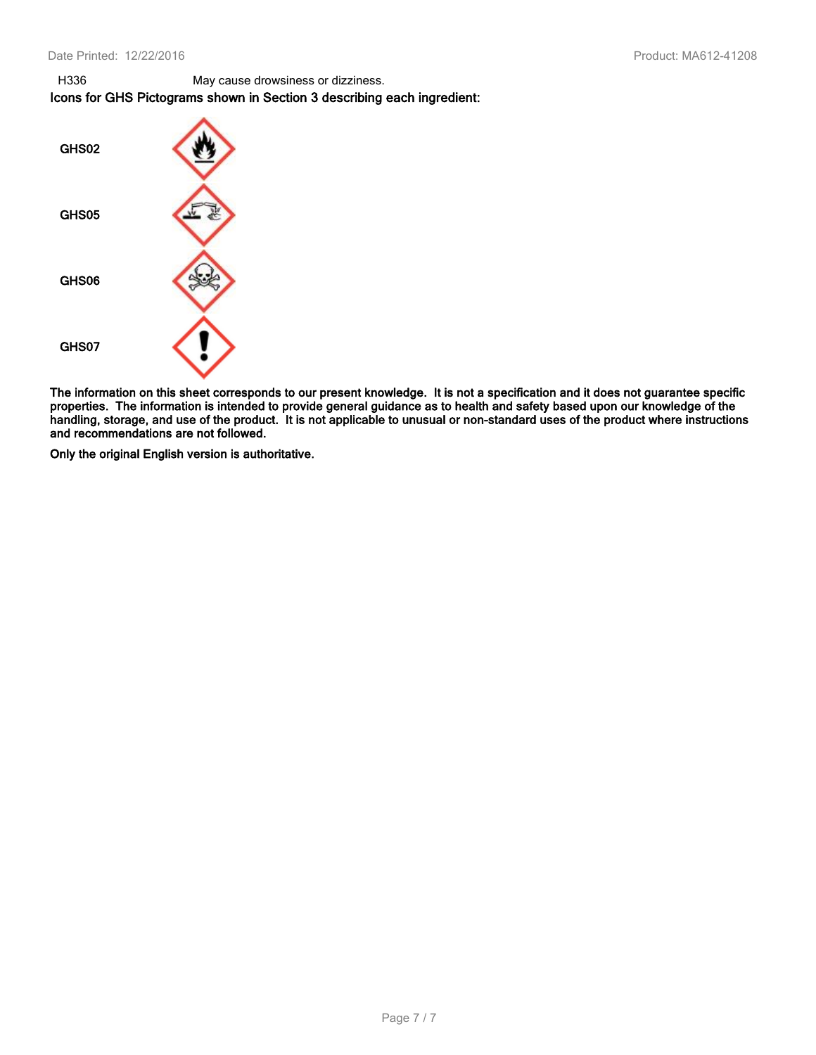| | |
|---|---|
| H336 | May cause drowsiness or dizziness. |

**Icons for GHS Pictograms shown in Section 3 describing each ingredient:**

GHS02

GHS05

GHS06

GHS07

**The information on this sheet corresponds to our present knowledge. It is not a specification and it does not guarantee specific properties. The information is intended to provide general guidance as to health and safety based upon our knowledge of the handling, storage, and use of the product. It is not applicable to unusual or non-standard uses of the product where instructions and recommendations are not followed.**

**Only the original English version is authoritative.**